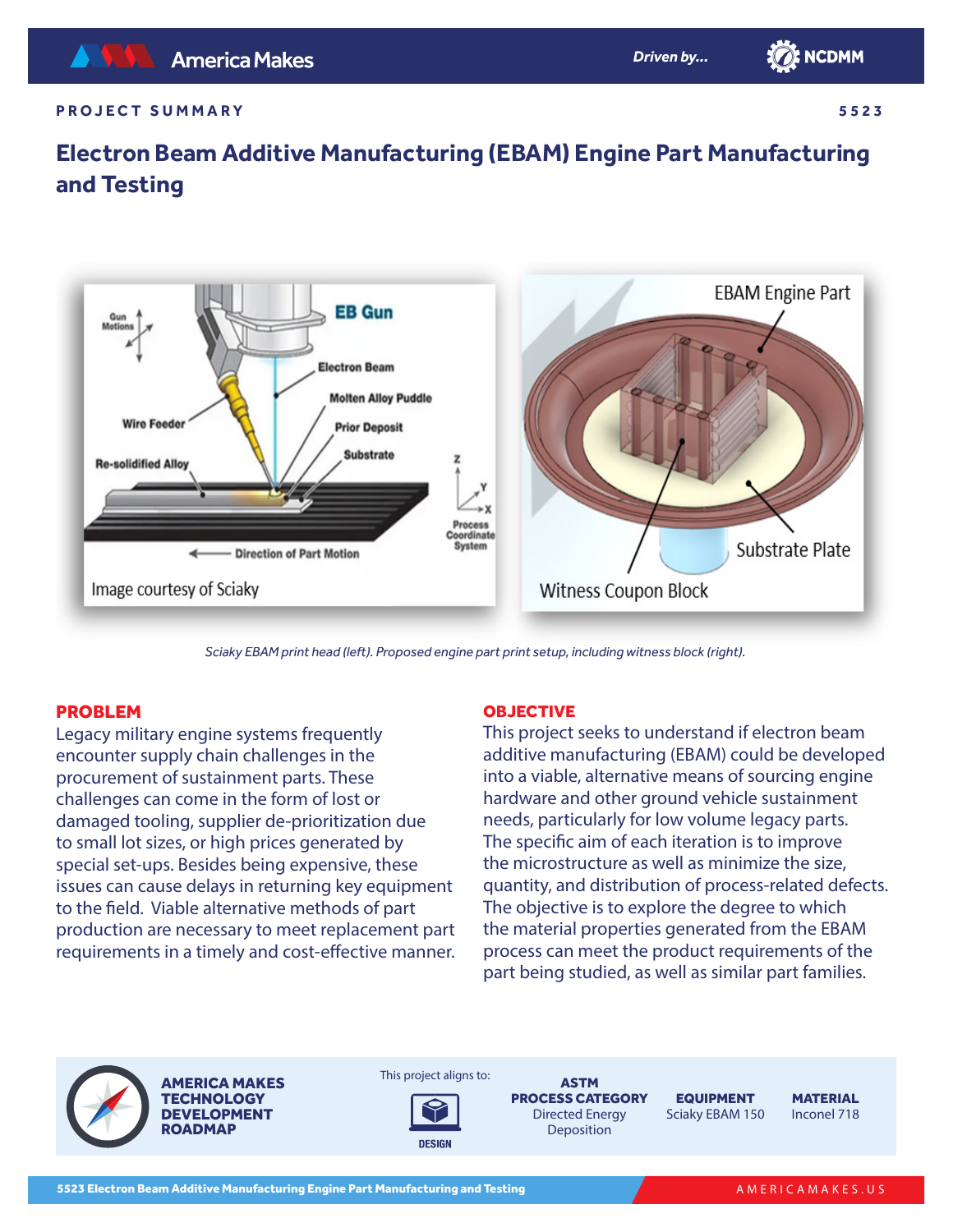PROJECT SUMMARY 5523

# Electron Beam Additive Manufacturing (EBAM) Engine Part Manufacturing and Testing

*Sciaky EBAM print head (left). Proposed engine part print setup, including witness block (right).*

## PROBLEM

Legacy military engine systems frequently encounter supply chain challenges in the procurement of sustainment parts. These challenges can come in the form of lost or damaged tooling, supplier de-prioritization due to small lot sizes, or high prices generated by special set-ups. Besides being expensive, these issues can cause delays in returning key equipment to the field. Viable alternative methods of part production are necessary to meet replacement part requirements in a timely and cost-effective manner.

## OBJECTIVE

This project seeks to understand if electron beam additive manufacturing (EBAM) could be developed into a viable, alternative means of sourcing engine hardware and other ground vehicle sustainment needs, particularly for low volume legacy parts. The specific aim of each iteration is to improve the microstructure as well as minimize the size, quantity, and distribution of process-related defects. The objective is to explore the degree to which the material properties generated from the EBAM process can meet the product requirements of the part being studied, as well as similar part families.

**AMERICA MAKES TECHNOLOGY DEVELOPMENT ROADMAP**

This project aligns to: DESIGN

| ASTM PROCESS CATEGORY | EQUIPMENT | MATERIAL |
|---|---|---|
| Directed Energy Deposition | Sciaky EBAM 150 | Inconel 718 |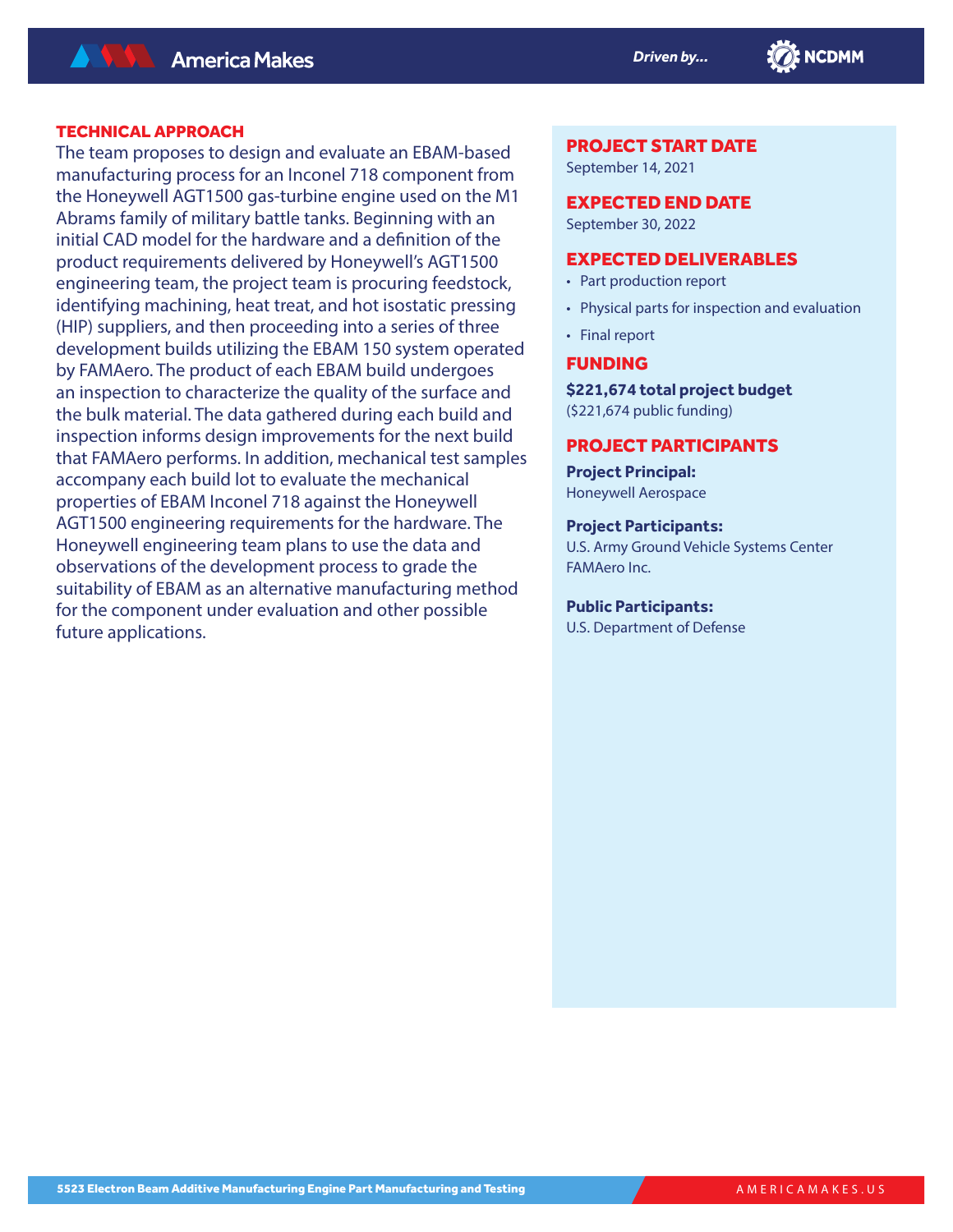## TECHNICAL APPROACH

The team proposes to design and evaluate an EBAM-based manufacturing process for an Inconel 718 component from the Honeywell AGT1500 gas-turbine engine used on the M1 Abrams family of military battle tanks. Beginning with an initial CAD model for the hardware and a definition of the product requirements delivered by Honeywell's AGT1500 engineering team, the project team is procuring feedstock, identifying machining, heat treat, and hot isostatic pressing (HIP) suppliers, and then proceeding into a series of three development builds utilizing the EBAM 150 system operated by FAMAero. The product of each EBAM build undergoes an inspection to characterize the quality of the surface and the bulk material. The data gathered during each build and inspection informs design improvements for the next build that FAMAero performs. In addition, mechanical test samples accompany each build lot to evaluate the mechanical properties of EBAM Inconel 718 against the Honeywell AGT1500 engineering requirements for the hardware. The Honeywell engineering team plans to use the data and observations of the development process to grade the suitability of EBAM as an alternative manufacturing method for the component under evaluation and other possible future applications.

## PROJECT START DATE

September 14, 2021

## EXPECTED END DATE

September 30, 2022

## EXPECTED DELIVERABLES

- Part production report
- Physical parts for inspection and evaluation
- Final report

## FUNDING

**$221,674 total project budget**
($221,674 public funding)

## PROJECT PARTICIPANTS

**Project Principal:**
Honeywell Aerospace

**Project Participants:**
U.S. Army Ground Vehicle Systems Center
FAMAero Inc.

**Public Participants:**
U.S. Department of Defense